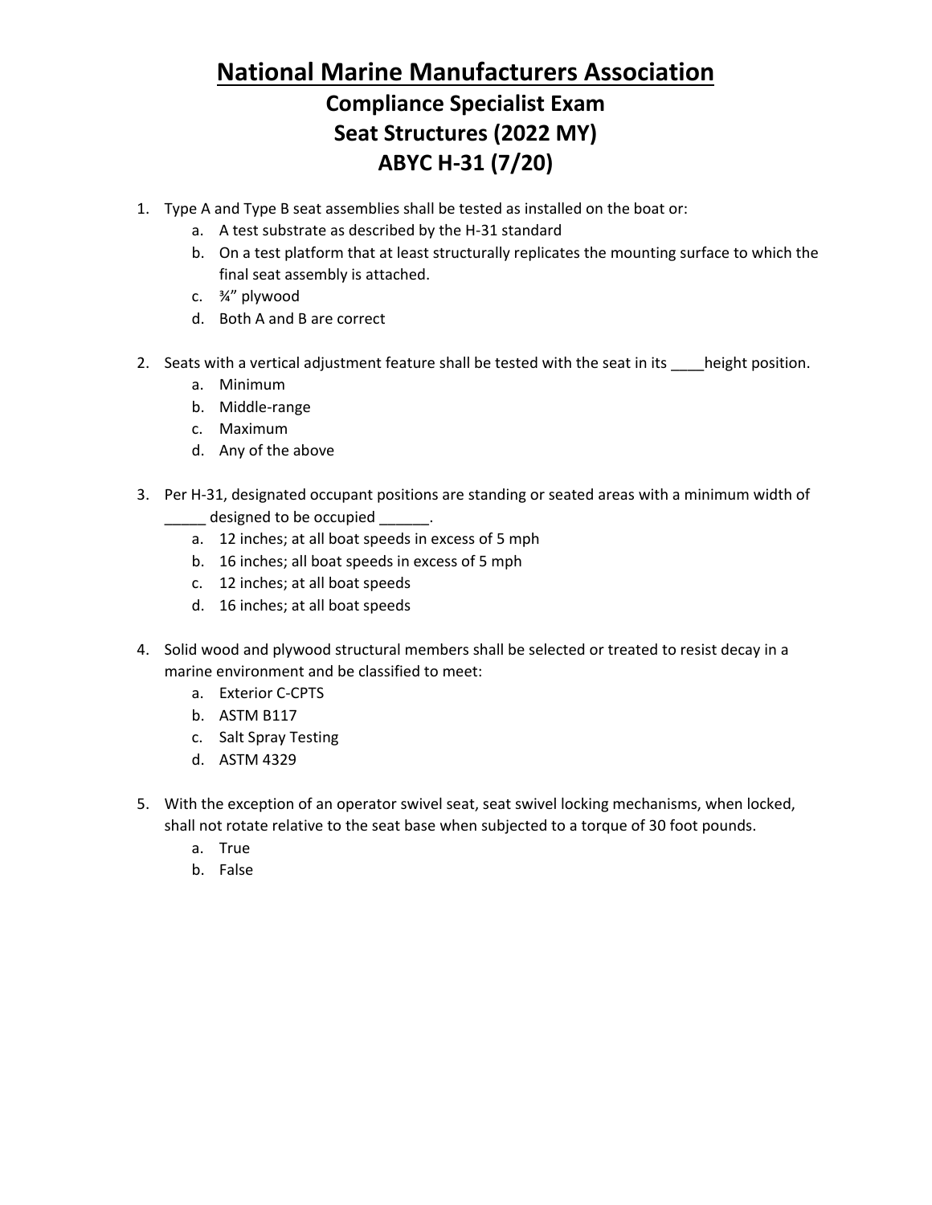# National Marine Manufacturers Association

## Compliance Specialist Exam

## Seat Structures (2022 MY)

## ABYC H-31 (7/20)

1. Type A and Type B seat assemblies shall be tested as installed on the boat or:
   a. A test substrate as described by the H-31 standard
   b. On a test platform that at least structurally replicates the mounting surface to which the final seat assembly is attached.
   c. ¾" plywood
   d. Both A and B are correct

2. Seats with a vertical adjustment feature shall be tested with the seat in its ____height position.
   a. Minimum
   b. Middle-range
   c. Maximum
   d. Any of the above

3. Per H-31, designated occupant positions are standing or seated areas with a minimum width of _____ designed to be occupied ______.
   a. 12 inches; at all boat speeds in excess of 5 mph
   b. 16 inches; all boat speeds in excess of 5 mph
   c. 12 inches; at all boat speeds
   d. 16 inches; at all boat speeds

4. Solid wood and plywood structural members shall be selected or treated to resist decay in a marine environment and be classified to meet:
   a. Exterior C-CPTS
   b. ASTM B117
   c. Salt Spray Testing
   d. ASTM 4329

5. With the exception of an operator swivel seat, seat swivel locking mechanisms, when locked, shall not rotate relative to the seat base when subjected to a torque of 30 foot pounds.
   a. True
   b. False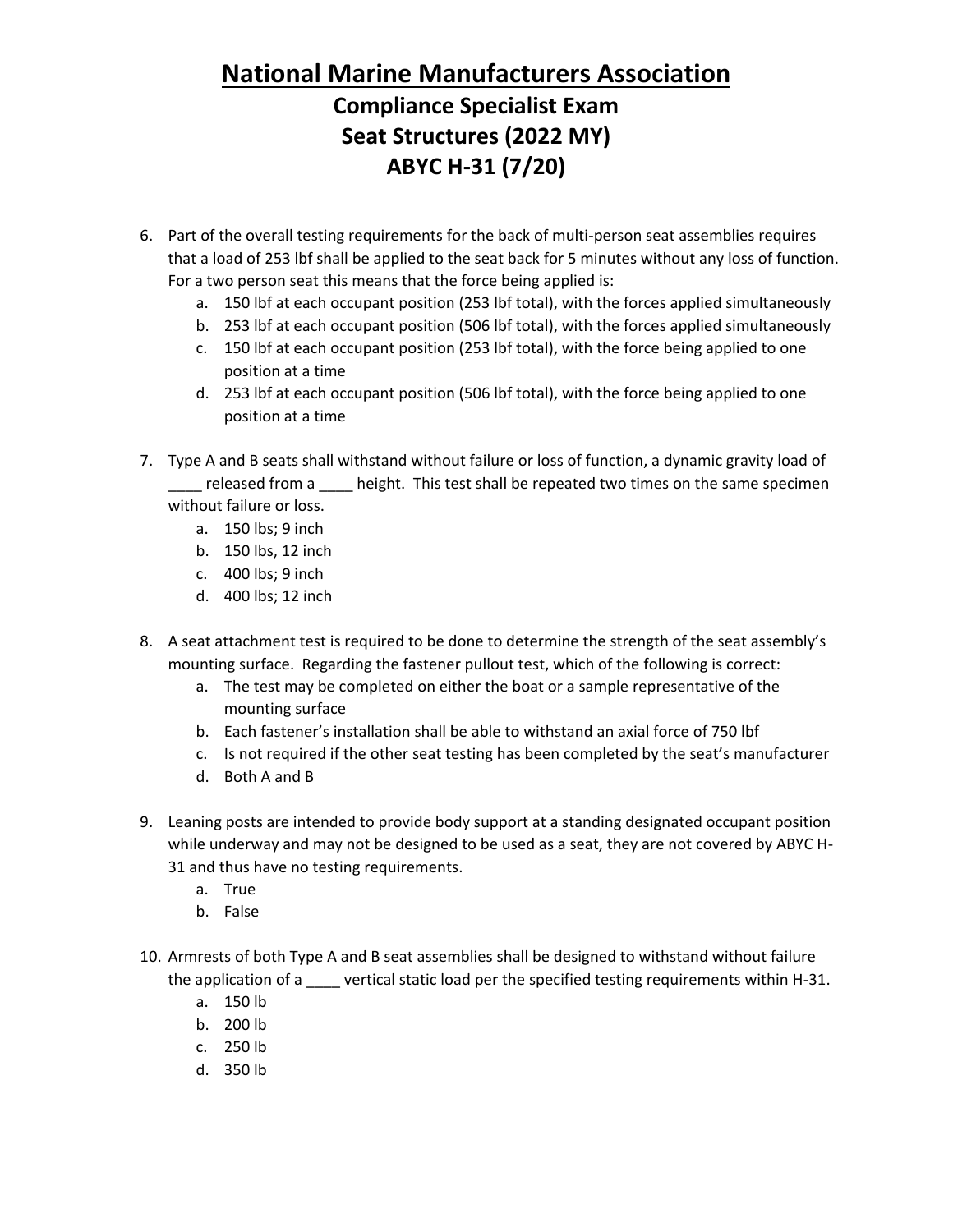# National Marine Manufacturers Association

## Compliance Specialist Exam
## Seat Structures (2022 MY)
## ABYC H-31 (7/20)

6. Part of the overall testing requirements for the back of multi-person seat assemblies requires that a load of 253 lbf shall be applied to the seat back for 5 minutes without any loss of function. For a two person seat this means that the force being applied is:
   a. 150 lbf at each occupant position (253 lbf total), with the forces applied simultaneously
   b. 253 lbf at each occupant position (506 lbf total), with the forces applied simultaneously
   c. 150 lbf at each occupant position (253 lbf total), with the force being applied to one position at a time
   d. 253 lbf at each occupant position (506 lbf total), with the force being applied to one position at a time

7. Type A and B seats shall withstand without failure or loss of function, a dynamic gravity load of ____ released from a ____ height. This test shall be repeated two times on the same specimen without failure or loss.
   a. 150 lbs; 9 inch
   b. 150 lbs, 12 inch
   c. 400 lbs; 9 inch
   d. 400 lbs; 12 inch

8. A seat attachment test is required to be done to determine the strength of the seat assembly's mounting surface. Regarding the fastener pullout test, which of the following is correct:
   a. The test may be completed on either the boat or a sample representative of the mounting surface
   b. Each fastener's installation shall be able to withstand an axial force of 750 lbf
   c. Is not required if the other seat testing has been completed by the seat's manufacturer
   d. Both A and B

9. Leaning posts are intended to provide body support at a standing designated occupant position while underway and may not be designed to be used as a seat, they are not covered by ABYC H-31 and thus have no testing requirements.
   a. True
   b. False

10. Armrests of both Type A and B seat assemblies shall be designed to withstand without failure the application of a ____ vertical static load per the specified testing requirements within H-31.
    a. 150 lb
    b. 200 lb
    c. 250 lb
    d. 350 lb